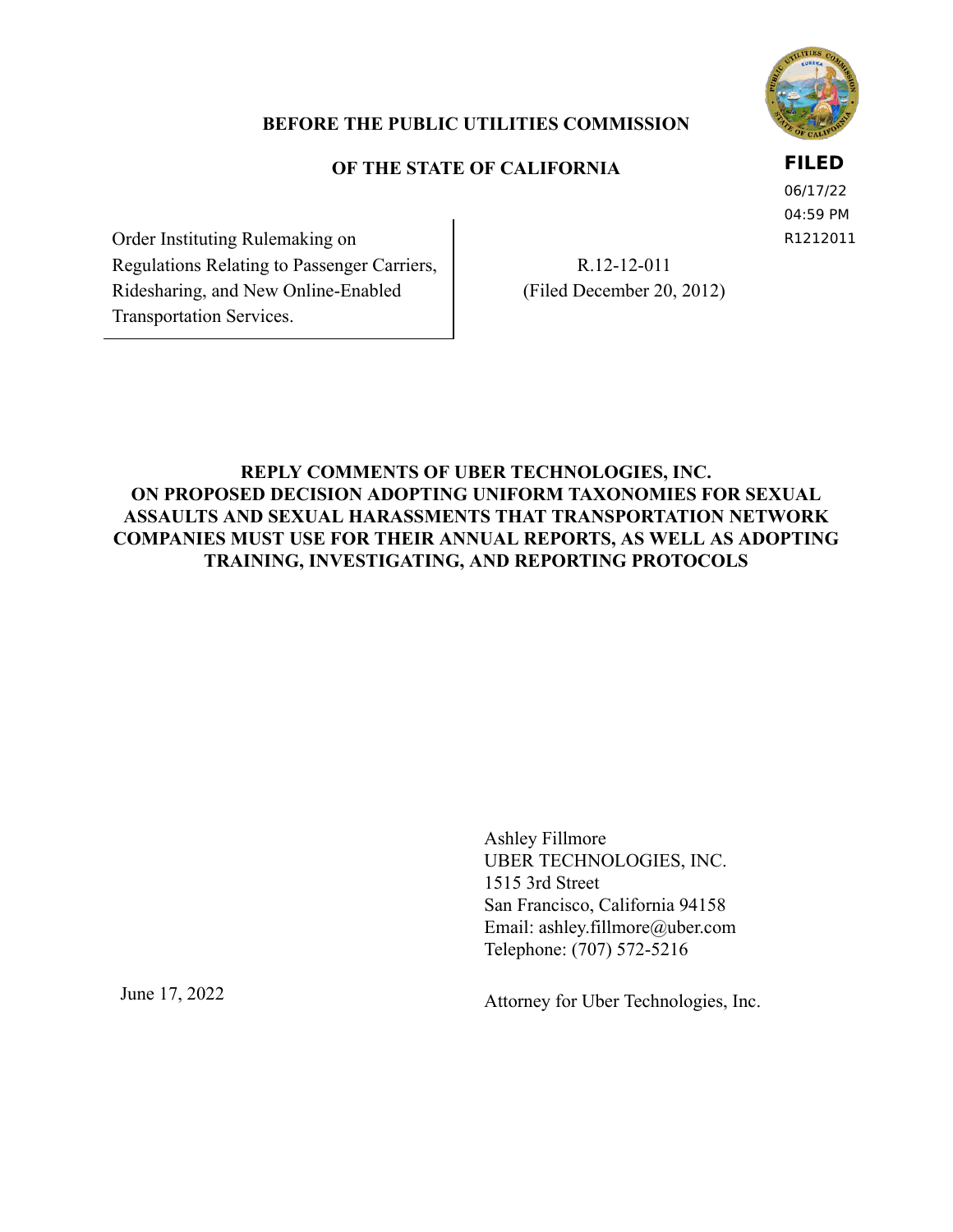**BEFORE THE PUBLIC UTILITIES COMMISSION**

**OF THE STATE OF CALIFORNIA**

**FILED**
06/17/22
04:59 PM
R1212011

| | |
|---|---|
| Order Instituting Rulemaking on Regulations Relating to Passenger Carriers, Ridesharing, and New Online-Enabled Transportation Services. | R.12-12-011 (Filed December 20, 2012) |

**REPLY COMMENTS OF UBER TECHNOLOGIES, INC. ON PROPOSED DECISION ADOPTING UNIFORM TAXONOMIES FOR SEXUAL ASSAULTS AND SEXUAL HARASSMENTS THAT TRANSPORTATION NETWORK COMPANIES MUST USE FOR THEIR ANNUAL REPORTS, AS WELL AS ADOPTING TRAINING, INVESTIGATING, AND REPORTING PROTOCOLS**

Ashley Fillmore
UBER TECHNOLOGIES, INC.
1515 3rd Street
San Francisco, California 94158
Email: ashley.fillmore@uber.com
Telephone: (707) 572-5216

June 17, 2022

Attorney for Uber Technologies, Inc.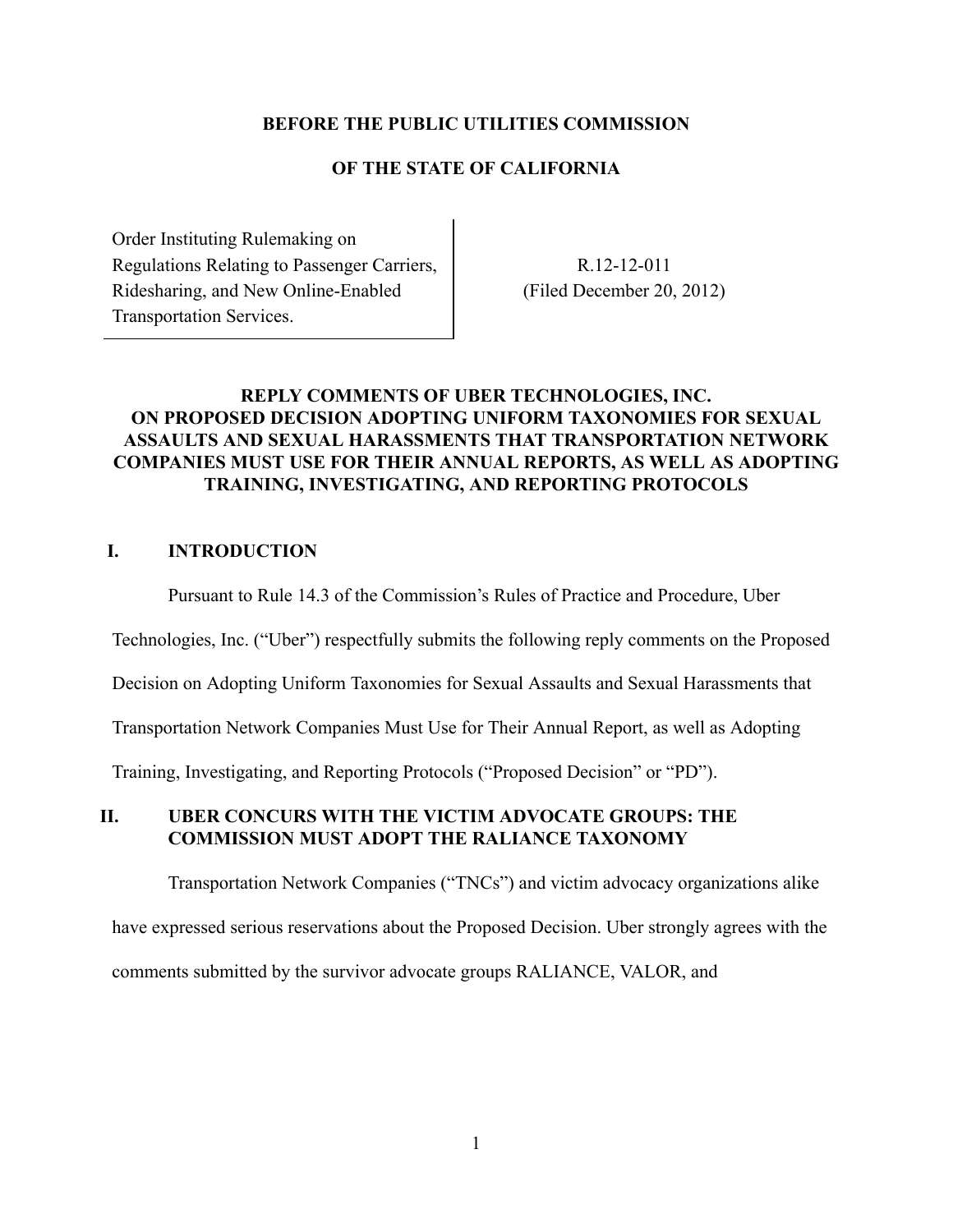**BEFORE THE PUBLIC UTILITIES COMMISSION**

**OF THE STATE OF CALIFORNIA**

| Order Instituting Rulemaking on Regulations Relating to Passenger Carriers, Ridesharing, and New Online-Enabled Transportation Services. | R.12-12-011 (Filed December 20, 2012) |
| --- | --- |

**REPLY COMMENTS OF UBER TECHNOLOGIES, INC. ON PROPOSED DECISION ADOPTING UNIFORM TAXONOMIES FOR SEXUAL ASSAULTS AND SEXUAL HARASSMENTS THAT TRANSPORTATION NETWORK COMPANIES MUST USE FOR THEIR ANNUAL REPORTS, AS WELL AS ADOPTING TRAINING, INVESTIGATING, AND REPORTING PROTOCOLS**

## I. INTRODUCTION

Pursuant to Rule 14.3 of the Commission's Rules of Practice and Procedure, Uber Technologies, Inc. ("Uber") respectfully submits the following reply comments on the Proposed Decision on Adopting Uniform Taxonomies for Sexual Assaults and Sexual Harassments that Transportation Network Companies Must Use for Their Annual Report, as well as Adopting Training, Investigating, and Reporting Protocols ("Proposed Decision" or "PD").

## II. UBER CONCURS WITH THE VICTIM ADVOCATE GROUPS: THE COMMISSION MUST ADOPT THE RALIANCE TAXONOMY

Transportation Network Companies ("TNCs") and victim advocacy organizations alike have expressed serious reservations about the Proposed Decision. Uber strongly agrees with the comments submitted by the survivor advocate groups RALIANCE, VALOR, and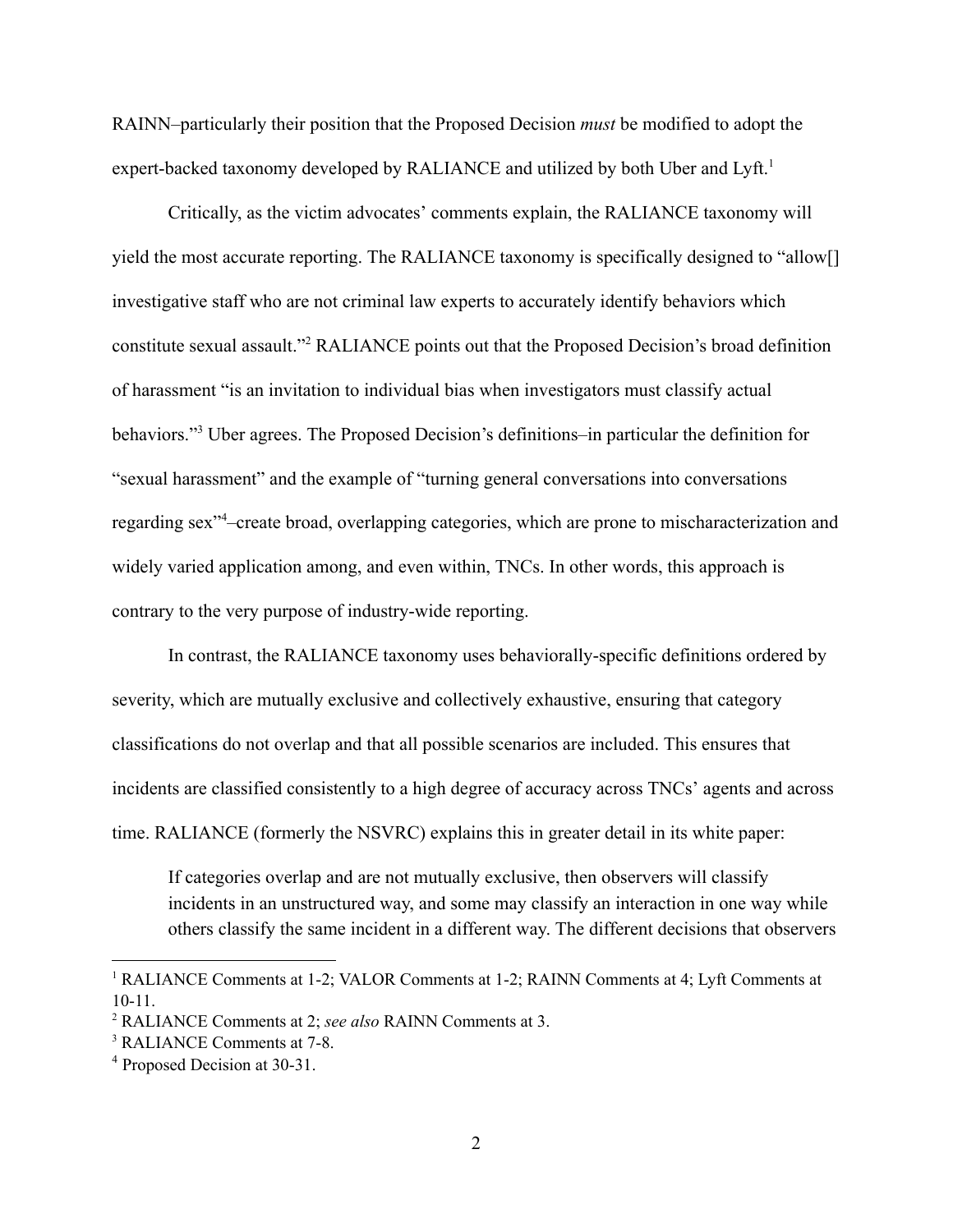RAINN–particularly their position that the Proposed Decision *must* be modified to adopt the expert-backed taxonomy developed by RALIANCE and utilized by both Uber and Lyft.[1]

Critically, as the victim advocates' comments explain, the RALIANCE taxonomy will yield the most accurate reporting. The RALIANCE taxonomy is specifically designed to "allow[] investigative staff who are not criminal law experts to accurately identify behaviors which constitute sexual assault."[2] RALIANCE points out that the Proposed Decision's broad definition of harassment "is an invitation to individual bias when investigators must classify actual behaviors."[3] Uber agrees. The Proposed Decision's definitions–in particular the definition for "sexual harassment" and the example of "turning general conversations into conversations regarding sex"[4]–create broad, overlapping categories, which are prone to mischaracterization and widely varied application among, and even within, TNCs. In other words, this approach is contrary to the very purpose of industry-wide reporting.

In contrast, the RALIANCE taxonomy uses behaviorally-specific definitions ordered by severity, which are mutually exclusive and collectively exhaustive, ensuring that category classifications do not overlap and that all possible scenarios are included. This ensures that incidents are classified consistently to a high degree of accuracy across TNCs' agents and across time. RALIANCE (formerly the NSVRC) explains this in greater detail in its white paper:

> If categories overlap and are not mutually exclusive, then observers will classify incidents in an unstructured way, and some may classify an interaction in one way while others classify the same incident in a different way. The different decisions that observers

---

[1] RALIANCE Comments at 1-2; VALOR Comments at 1-2; RAINN Comments at 4; Lyft Comments at 10-11.

[2] RALIANCE Comments at 2; *see also* RAINN Comments at 3.

[3] RALIANCE Comments at 7-8.

[4] Proposed Decision at 30-31.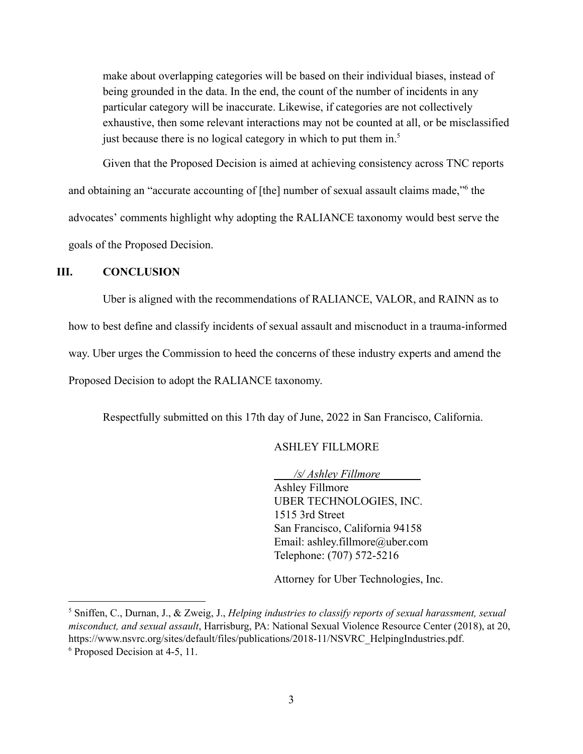make about overlapping categories will be based on their individual biases, instead of being grounded in the data. In the end, the count of the number of incidents in any particular category will be inaccurate. Likewise, if categories are not collectively exhaustive, then some relevant interactions may not be counted at all, or be misclassified just because there is no logical category in which to put them in.[5]

Given that the Proposed Decision is aimed at achieving consistency across TNC reports and obtaining an "accurate accounting of [the] number of sexual assault claims made,"[6] the advocates' comments highlight why adopting the RALIANCE taxonomy would best serve the goals of the Proposed Decision.

## III. CONCLUSION

Uber is aligned with the recommendations of RALIANCE, VALOR, and RAINN as to how to best define and classify incidents of sexual assault and miscnoduct in a trauma-informed way. Uber urges the Commission to heed the concerns of these industry experts and amend the Proposed Decision to adopt the RALIANCE taxonomy.

Respectfully submitted on this 17th day of June, 2022 in San Francisco, California.

ASHLEY FILLMORE

*/s/ Ashley Fillmore*

Ashley Fillmore
UBER TECHNOLOGIES, INC.
1515 3rd Street
San Francisco, California 94158
Email: ashley.fillmore@uber.com
Telephone: (707) 572-5216

Attorney for Uber Technologies, Inc.

---

[5] Sniffen, C., Durnan, J., & Zweig, J., *Helping industries to classify reports of sexual harassment, sexual misconduct, and sexual assault*, Harrisburg, PA: National Sexual Violence Resource Center (2018), at 20, https://www.nsvrc.org/sites/default/files/publications/2018-11/NSVRC_HelpingIndustries.pdf.

[6] Proposed Decision at 4-5, 11.